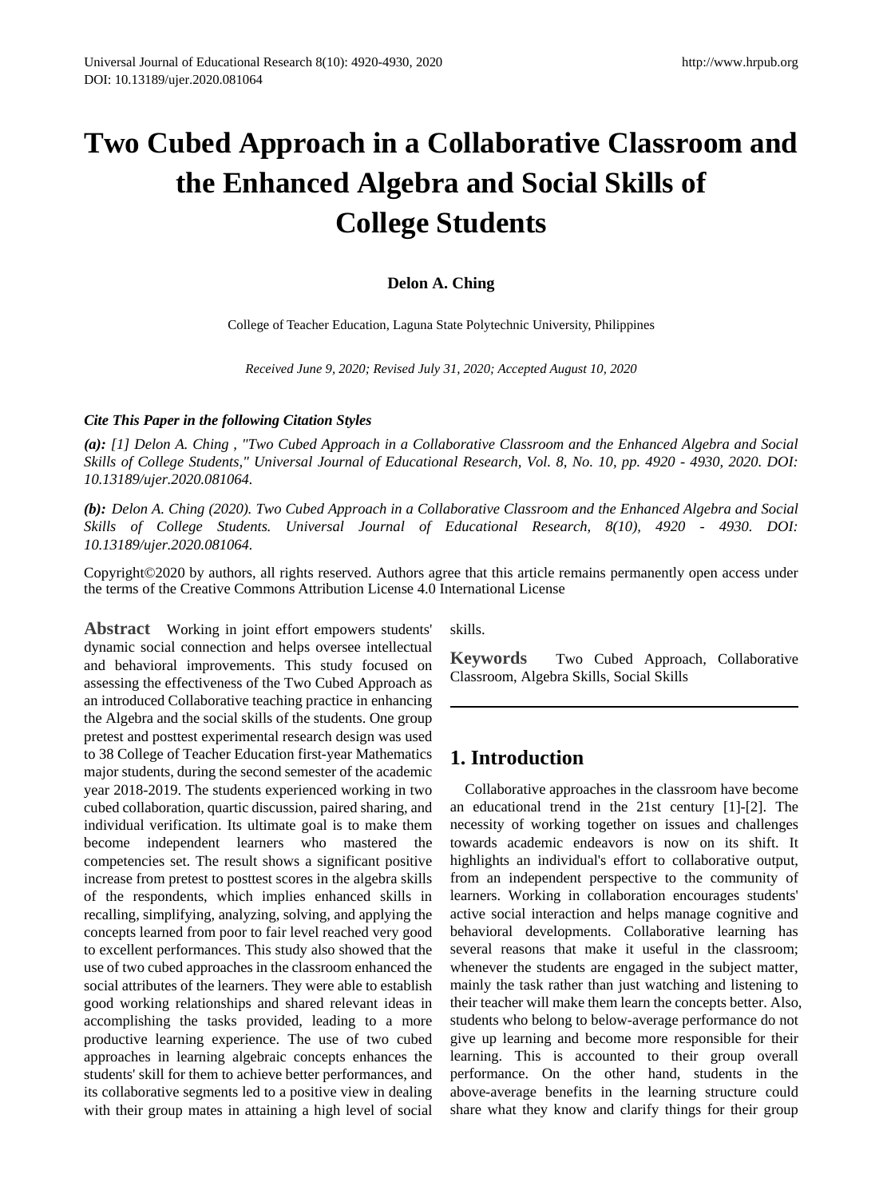# Two Cubed Approach in a Collaborative Classroom and the Enhanced Algebra and Social Skills of College Students

**Delon A. Ching**

College of Teacher Education, Laguna State Polytechnic University, Philippines

*Received June 9, 2020; Revised July 31, 2020; Accepted August 10, 2020*

***Cite This Paper in the following Citation Styles***

***(a):*** *[1] Delon A. Ching , "Two Cubed Approach in a Collaborative Classroom and the Enhanced Algebra and Social Skills of College Students," Universal Journal of Educational Research, Vol. 8, No. 10, pp. 4920 - 4930, 2020. DOI: 10.13189/ujer.2020.081064.*

***(b):*** *Delon A. Ching (2020). Two Cubed Approach in a Collaborative Classroom and the Enhanced Algebra and Social Skills of College Students. Universal Journal of Educational Research, 8(10), 4920 - 4930. DOI: 10.13189/ujer.2020.081064.*

Copyright©2020 by authors, all rights reserved. Authors agree that this article remains permanently open access under the terms of the Creative Commons Attribution License 4.0 International License

**Abstract** Working in joint effort empowers students' dynamic social connection and helps oversee intellectual and behavioral improvements. This study focused on assessing the effectiveness of the Two Cubed Approach as an introduced Collaborative teaching practice in enhancing the Algebra and the social skills of the students. One group pretest and posttest experimental research design was used to 38 College of Teacher Education first-year Mathematics major students, during the second semester of the academic year 2018-2019. The students experienced working in two cubed collaboration, quartic discussion, paired sharing, and individual verification. Its ultimate goal is to make them become independent learners who mastered the competencies set. The result shows a significant positive increase from pretest to posttest scores in the algebra skills of the respondents, which implies enhanced skills in recalling, simplifying, analyzing, solving, and applying the concepts learned from poor to fair level reached very good to excellent performances. This study also showed that the use of two cubed approaches in the classroom enhanced the social attributes of the learners. They were able to establish good working relationships and shared relevant ideas in accomplishing the tasks provided, leading to a more productive learning experience. The use of two cubed approaches in learning algebraic concepts enhances the students' skill for them to achieve better performances, and its collaborative segments led to a positive view in dealing with their group mates in attaining a high level of social skills.

**Keywords** Two Cubed Approach, Collaborative Classroom, Algebra Skills, Social Skills

## 1. Introduction

Collaborative approaches in the classroom have become an educational trend in the 21st century [1]-[2]. The necessity of working together on issues and challenges towards academic endeavors is now on its shift. It highlights an individual's effort to collaborative output, from an independent perspective to the community of learners. Working in collaboration encourages students' active social interaction and helps manage cognitive and behavioral developments. Collaborative learning has several reasons that make it useful in the classroom; whenever the students are engaged in the subject matter, mainly the task rather than just watching and listening to their teacher will make them learn the concepts better. Also, students who belong to below-average performance do not give up learning and become more responsible for their learning. This is accounted to their group overall performance. On the other hand, students in the above-average benefits in the learning structure could share what they know and clarify things for their group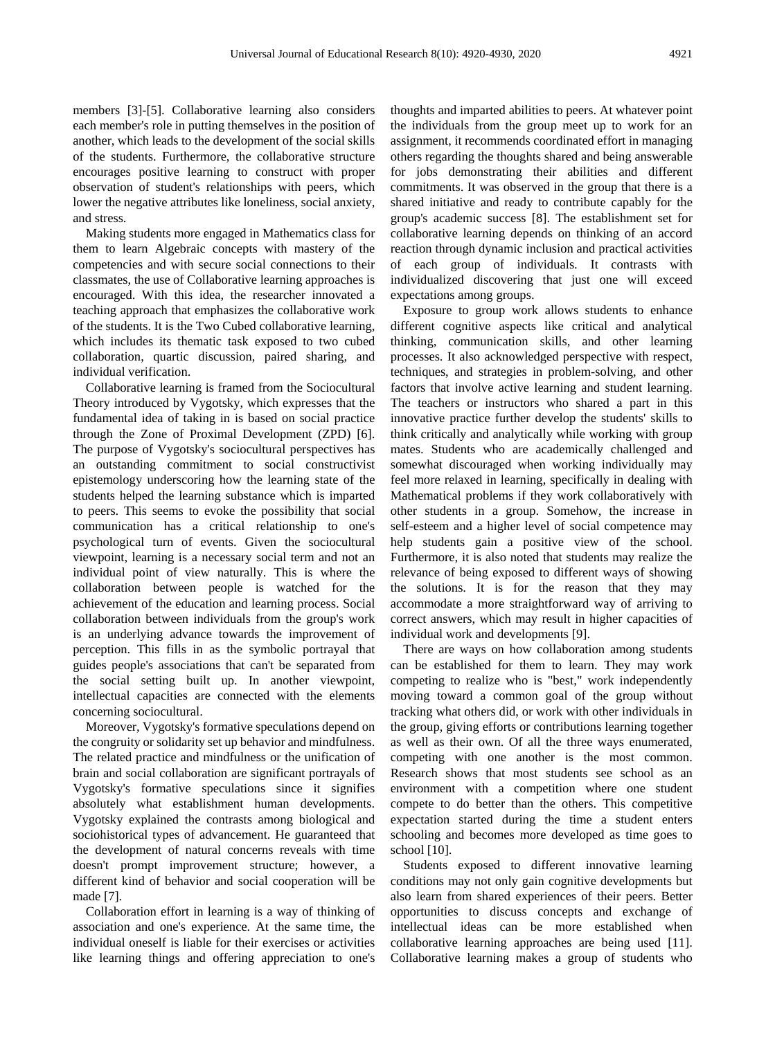members [3]-[5]. Collaborative learning also considers each member's role in putting themselves in the position of another, which leads to the development of the social skills of the students. Furthermore, the collaborative structure encourages positive learning to construct with proper observation of student's relationships with peers, which lower the negative attributes like loneliness, social anxiety, and stress.

Making students more engaged in Mathematics class for them to learn Algebraic concepts with mastery of the competencies and with secure social connections to their classmates, the use of Collaborative learning approaches is encouraged. With this idea, the researcher innovated a teaching approach that emphasizes the collaborative work of the students. It is the Two Cubed collaborative learning, which includes its thematic task exposed to two cubed collaboration, quartic discussion, paired sharing, and individual verification.

Collaborative learning is framed from the Sociocultural Theory introduced by Vygotsky, which expresses that the fundamental idea of taking in is based on social practice through the Zone of Proximal Development (ZPD) [6]. The purpose of Vygotsky's sociocultural perspectives has an outstanding commitment to social constructivist epistemology underscoring how the learning state of the students helped the learning substance which is imparted to peers. This seems to evoke the possibility that social communication has a critical relationship to one's psychological turn of events. Given the sociocultural viewpoint, learning is a necessary social term and not an individual point of view naturally. This is where the collaboration between people is watched for the achievement of the education and learning process. Social collaboration between individuals from the group's work is an underlying advance towards the improvement of perception. This fills in as the symbolic portrayal that guides people's associations that can't be separated from the social setting built up. In another viewpoint, intellectual capacities are connected with the elements concerning sociocultural.

Moreover, Vygotsky's formative speculations depend on the congruity or solidarity set up behavior and mindfulness. The related practice and mindfulness or the unification of brain and social collaboration are significant portrayals of Vygotsky's formative speculations since it signifies absolutely what establishment human developments. Vygotsky explained the contrasts among biological and sociohistorical types of advancement. He guaranteed that the development of natural concerns reveals with time doesn't prompt improvement structure; however, a different kind of behavior and social cooperation will be made [7].

Collaboration effort in learning is a way of thinking of association and one's experience. At the same time, the individual oneself is liable for their exercises or activities like learning things and offering appreciation to one's thoughts and imparted abilities to peers. At whatever point the individuals from the group meet up to work for an assignment, it recommends coordinated effort in managing others regarding the thoughts shared and being answerable for jobs demonstrating their abilities and different commitments. It was observed in the group that there is a shared initiative and ready to contribute capably for the group's academic success [8]. The establishment set for collaborative learning depends on thinking of an accord reaction through dynamic inclusion and practical activities of each group of individuals. It contrasts with individualized discovering that just one will exceed expectations among groups.

Exposure to group work allows students to enhance different cognitive aspects like critical and analytical thinking, communication skills, and other learning processes. It also acknowledged perspective with respect, techniques, and strategies in problem-solving, and other factors that involve active learning and student learning. The teachers or instructors who shared a part in this innovative practice further develop the students' skills to think critically and analytically while working with group mates. Students who are academically challenged and somewhat discouraged when working individually may feel more relaxed in learning, specifically in dealing with Mathematical problems if they work collaboratively with other students in a group. Somehow, the increase in self-esteem and a higher level of social competence may help students gain a positive view of the school. Furthermore, it is also noted that students may realize the relevance of being exposed to different ways of showing the solutions. It is for the reason that they may accommodate a more straightforward way of arriving to correct answers, which may result in higher capacities of individual work and developments [9].

There are ways on how collaboration among students can be established for them to learn. They may work competing to realize who is "best," work independently moving toward a common goal of the group without tracking what others did, or work with other individuals in the group, giving efforts or contributions learning together as well as their own. Of all the three ways enumerated, competing with one another is the most common. Research shows that most students see school as an environment with a competition where one student compete to do better than the others. This competitive expectation started during the time a student enters schooling and becomes more developed as time goes to school [10].

Students exposed to different innovative learning conditions may not only gain cognitive developments but also learn from shared experiences of their peers. Better opportunities to discuss concepts and exchange of intellectual ideas can be more established when collaborative learning approaches are being used [11]. Collaborative learning makes a group of students who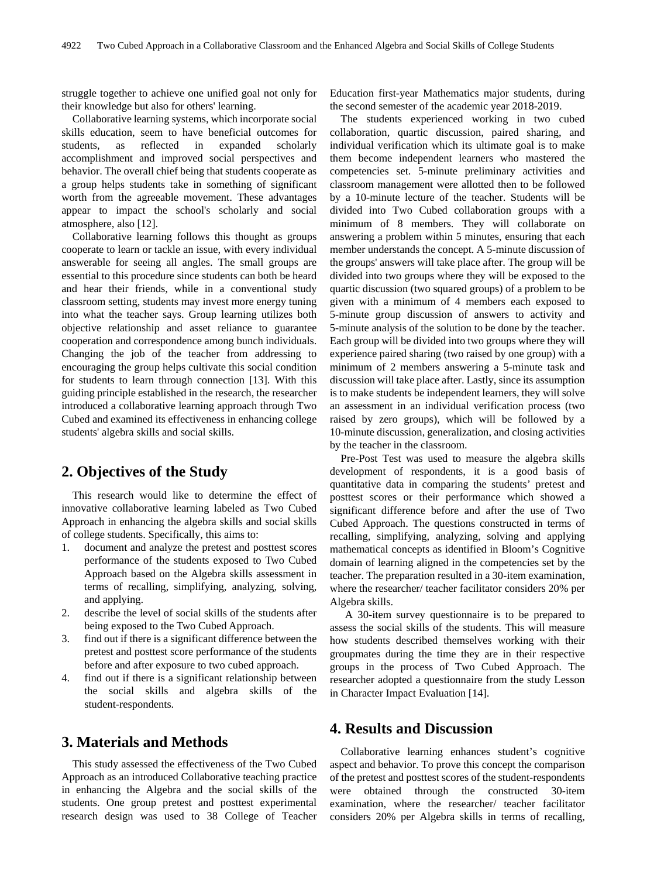struggle together to achieve one unified goal not only for their knowledge but also for others' learning.

Collaborative learning systems, which incorporate social skills education, seem to have beneficial outcomes for students, as reflected in expanded scholarly accomplishment and improved social perspectives and behavior. The overall chief being that students cooperate as a group helps students take in something of significant worth from the agreeable movement. These advantages appear to impact the school's scholarly and social atmosphere, also [12].

Collaborative learning follows this thought as groups cooperate to learn or tackle an issue, with every individual answerable for seeing all angles. The small groups are essential to this procedure since students can both be heard and hear their friends, while in a conventional study classroom setting, students may invest more energy tuning into what the teacher says. Group learning utilizes both objective relationship and asset reliance to guarantee cooperation and correspondence among bunch individuals. Changing the job of the teacher from addressing to encouraging the group helps cultivate this social condition for students to learn through connection [13]. With this guiding principle established in the research, the researcher introduced a collaborative learning approach through Two Cubed and examined its effectiveness in enhancing college students' algebra skills and social skills.

## 2. Objectives of the Study

This research would like to determine the effect of innovative collaborative learning labeled as Two Cubed Approach in enhancing the algebra skills and social skills of college students. Specifically, this aims to:

1. document and analyze the pretest and posttest scores performance of the students exposed to Two Cubed Approach based on the Algebra skills assessment in terms of recalling, simplifying, analyzing, solving, and applying.
2. describe the level of social skills of the students after being exposed to the Two Cubed Approach.
3. find out if there is a significant difference between the pretest and posttest score performance of the students before and after exposure to two cubed approach.
4. find out if there is a significant relationship between the social skills and algebra skills of the student-respondents.

## 3. Materials and Methods

This study assessed the effectiveness of the Two Cubed Approach as an introduced Collaborative teaching practice in enhancing the Algebra and the social skills of the students. One group pretest and posttest experimental research design was used to 38 College of Teacher Education first-year Mathematics major students, during the second semester of the academic year 2018-2019.

The students experienced working in two cubed collaboration, quartic discussion, paired sharing, and individual verification which its ultimate goal is to make them become independent learners who mastered the competencies set. 5-minute preliminary activities and classroom management were allotted then to be followed by a 10-minute lecture of the teacher. Students will be divided into Two Cubed collaboration groups with a minimum of 8 members. They will collaborate on answering a problem within 5 minutes, ensuring that each member understands the concept. A 5-minute discussion of the groups' answers will take place after. The group will be divided into two groups where they will be exposed to the quartic discussion (two squared groups) of a problem to be given with a minimum of 4 members each exposed to 5-minute group discussion of answers to activity and 5-minute analysis of the solution to be done by the teacher. Each group will be divided into two groups where they will experience paired sharing (two raised by one group) with a minimum of 2 members answering a 5-minute task and discussion will take place after. Lastly, since its assumption is to make students be independent learners, they will solve an assessment in an individual verification process (two raised by zero groups), which will be followed by a 10-minute discussion, generalization, and closing activities by the teacher in the classroom.

Pre-Post Test was used to measure the algebra skills development of respondents, it is a good basis of quantitative data in comparing the students' pretest and posttest scores or their performance which showed a significant difference before and after the use of Two Cubed Approach. The questions constructed in terms of recalling, simplifying, analyzing, solving and applying mathematical concepts as identified in Bloom's Cognitive domain of learning aligned in the competencies set by the teacher. The preparation resulted in a 30-item examination, where the researcher/ teacher facilitator considers 20% per Algebra skills.

A 30-item survey questionnaire is to be prepared to assess the social skills of the students. This will measure how students described themselves working with their groupmates during the time they are in their respective groups in the process of Two Cubed Approach. The researcher adopted a questionnaire from the study Lesson in Character Impact Evaluation [14].

## 4. Results and Discussion

Collaborative learning enhances student's cognitive aspect and behavior. To prove this concept the comparison of the pretest and posttest scores of the student-respondents were obtained through the constructed 30-item examination, where the researcher/ teacher facilitator considers 20% per Algebra skills in terms of recalling,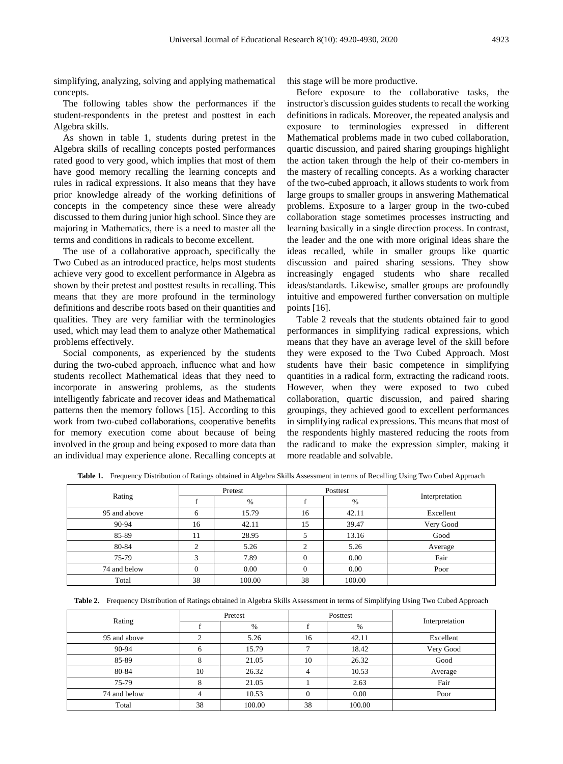simplifying, analyzing, solving and applying mathematical concepts.

The following tables show the performances if the student-respondents in the pretest and posttest in each Algebra skills.

As shown in table 1, students during pretest in the Algebra skills of recalling concepts posted performances rated good to very good, which implies that most of them have good memory recalling the learning concepts and rules in radical expressions. It also means that they have prior knowledge already of the working definitions of concepts in the competency since these were already discussed to them during junior high school. Since they are majoring in Mathematics, there is a need to master all the terms and conditions in radicals to become excellent.

The use of a collaborative approach, specifically the Two Cubed as an introduced practice, helps most students achieve very good to excellent performance in Algebra as shown by their pretest and posttest results in recalling. This means that they are more profound in the terminology definitions and describe roots based on their quantities and qualities. They are very familiar with the terminologies used, which may lead them to analyze other Mathematical problems effectively.

Social components, as experienced by the students during the two-cubed approach, influence what and how students recollect Mathematical ideas that they need to incorporate in answering problems, as the students intelligently fabricate and recover ideas and Mathematical patterns then the memory follows [15]. According to this work from two-cubed collaborations, cooperative benefits for memory execution come about because of being involved in the group and being exposed to more data than an individual may experience alone. Recalling concepts at this stage will be more productive.

Before exposure to the collaborative tasks, the instructor's discussion guides students to recall the working definitions in radicals. Moreover, the repeated analysis and exposure to terminologies expressed in different Mathematical problems made in two cubed collaboration, quartic discussion, and paired sharing groupings highlight the action taken through the help of their co-members in the mastery of recalling concepts. As a working character of the two-cubed approach, it allows students to work from large groups to smaller groups in answering Mathematical problems. Exposure to a larger group in the two-cubed collaboration stage sometimes processes instructing and learning basically in a single direction process. In contrast, the leader and the one with more original ideas share the ideas recalled, while in smaller groups like quartic discussion and paired sharing sessions. They show increasingly engaged students who share recalled ideas/standards. Likewise, smaller groups are profoundly intuitive and empowered further conversation on multiple points [16].

Table 2 reveals that the students obtained fair to good performances in simplifying radical expressions, which means that they have an average level of the skill before they were exposed to the Two Cubed Approach. Most students have their basic competence in simplifying quantities in a radical form, extracting the radicand roots. However, when they were exposed to two cubed collaboration, quartic discussion, and paired sharing groupings, they achieved good to excellent performances in simplifying radical expressions. This means that most of the respondents highly mastered reducing the roots from the radicand to make the expression simpler, making it more readable and solvable.

**Table 1.** Frequency Distribution of Ratings obtained in Algebra Skills Assessment in terms of Recalling Using Two Cubed Approach

| Rating | Pretest | | Posttest | | Interpretation |
|---|---|---|---|---|---|
| | f | % | f | % | |
| 95 and above | 6 | 15.79 | 16 | 42.11 | Excellent |
| 90-94 | 16 | 42.11 | 15 | 39.47 | Very Good |
| 85-89 | 11 | 28.95 | 5 | 13.16 | Good |
| 80-84 | 2 | 5.26 | 2 | 5.26 | Average |
| 75-79 | 3 | 7.89 | 0 | 0.00 | Fair |
| 74 and below | 0 | 0.00 | 0 | 0.00 | Poor |
| Total | 38 | 100.00 | 38 | 100.00 | |

**Table 2.** Frequency Distribution of Ratings obtained in Algebra Skills Assessment in terms of Simplifying Using Two Cubed Approach

| Rating | Pretest | | Posttest | | Interpretation |
|---|---|---|---|---|---|
| | f | % | f | % | |
| 95 and above | 2 | 5.26 | 16 | 42.11 | Excellent |
| 90-94 | 6 | 15.79 | 7 | 18.42 | Very Good |
| 85-89 | 8 | 21.05 | 10 | 26.32 | Good |
| 80-84 | 10 | 26.32 | 4 | 10.53 | Average |
| 75-79 | 8 | 21.05 | 1 | 2.63 | Fair |
| 74 and below | 4 | 10.53 | 0 | 0.00 | Poor |
| Total | 38 | 100.00 | 38 | 100.00 | |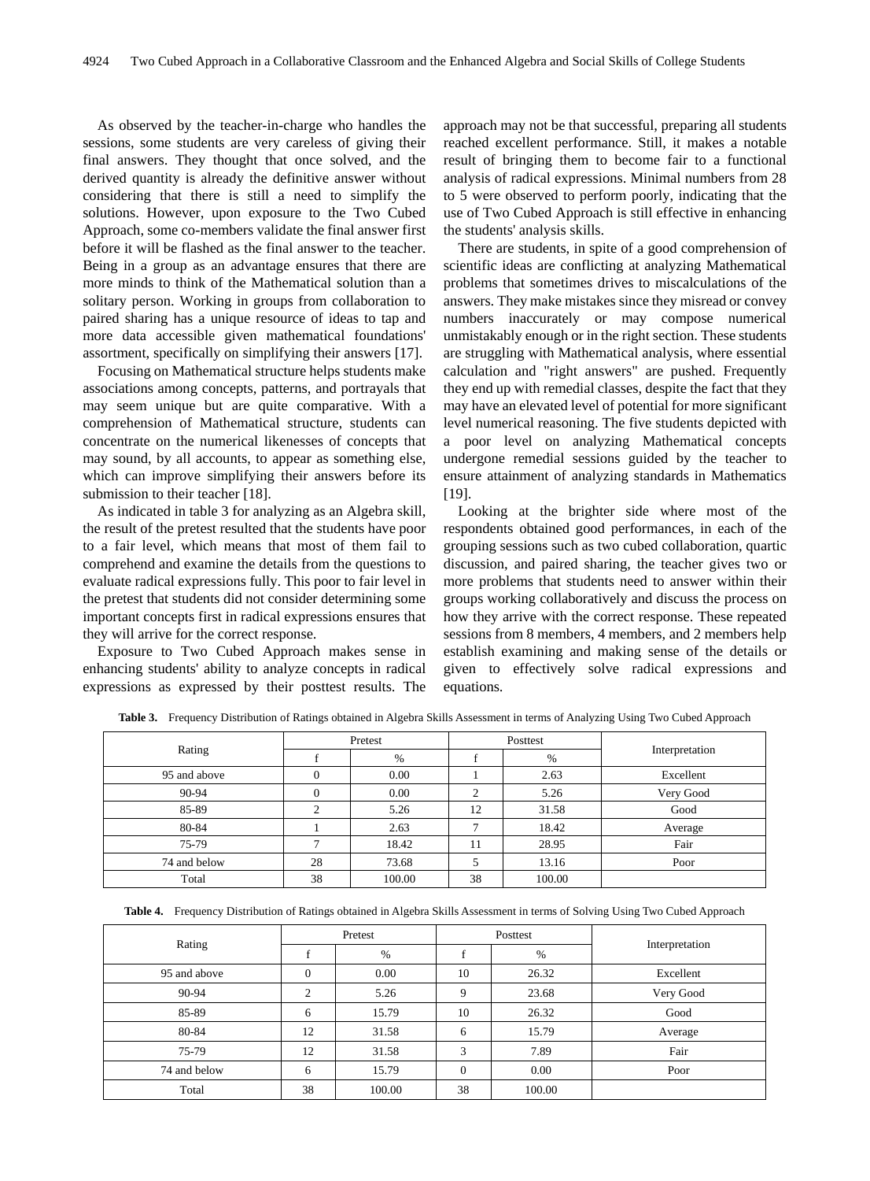As observed by the teacher-in-charge who handles the sessions, some students are very careless of giving their final answers. They thought that once solved, and the derived quantity is already the definitive answer without considering that there is still a need to simplify the solutions. However, upon exposure to the Two Cubed Approach, some co-members validate the final answer first before it will be flashed as the final answer to the teacher. Being in a group as an advantage ensures that there are more minds to think of the Mathematical solution than a solitary person. Working in groups from collaboration to paired sharing has a unique resource of ideas to tap and more data accessible given mathematical foundations' assortment, specifically on simplifying their answers [17].

Focusing on Mathematical structure helps students make associations among concepts, patterns, and portrayals that may seem unique but are quite comparative. With a comprehension of Mathematical structure, students can concentrate on the numerical likenesses of concepts that may sound, by all accounts, to appear as something else, which can improve simplifying their answers before its submission to their teacher [18].

As indicated in table 3 for analyzing as an Algebra skill, the result of the pretest resulted that the students have poor to a fair level, which means that most of them fail to comprehend and examine the details from the questions to evaluate radical expressions fully. This poor to fair level in the pretest that students did not consider determining some important concepts first in radical expressions ensures that they will arrive for the correct response.

Exposure to Two Cubed Approach makes sense in enhancing students' ability to analyze concepts in radical expressions as expressed by their posttest results. The approach may not be that successful, preparing all students reached excellent performance. Still, it makes a notable result of bringing them to become fair to a functional analysis of radical expressions. Minimal numbers from 28 to 5 were observed to perform poorly, indicating that the use of Two Cubed Approach is still effective in enhancing the students' analysis skills.

There are students, in spite of a good comprehension of scientific ideas are conflicting at analyzing Mathematical problems that sometimes drives to miscalculations of the answers. They make mistakes since they misread or convey numbers inaccurately or may compose numerical unmistakably enough or in the right section. These students are struggling with Mathematical analysis, where essential calculation and "right answers" are pushed. Frequently they end up with remedial classes, despite the fact that they may have an elevated level of potential for more significant level numerical reasoning. The five students depicted with a poor level on analyzing Mathematical concepts undergone remedial sessions guided by the teacher to ensure attainment of analyzing standards in Mathematics [19].

Looking at the brighter side where most of the respondents obtained good performances, in each of the grouping sessions such as two cubed collaboration, quartic discussion, and paired sharing, the teacher gives two or more problems that students need to answer within their groups working collaboratively and discuss the process on how they arrive with the correct response. These repeated sessions from 8 members, 4 members, and 2 members help establish examining and making sense of the details or given to effectively solve radical expressions and equations.

**Table 3.** Frequency Distribution of Ratings obtained in Algebra Skills Assessment in terms of Analyzing Using Two Cubed Approach

| Rating | Pretest | | Posttest | | Interpretation |
|---|---|---|---|---|---|
| | f | % | f | % | |
| 95 and above | 0 | 0.00 | 1 | 2.63 | Excellent |
| 90-94 | 0 | 0.00 | 2 | 5.26 | Very Good |
| 85-89 | 2 | 5.26 | 12 | 31.58 | Good |
| 80-84 | 1 | 2.63 | 7 | 18.42 | Average |
| 75-79 | 7 | 18.42 | 11 | 28.95 | Fair |
| 74 and below | 28 | 73.68 | 5 | 13.16 | Poor |
| Total | 38 | 100.00 | 38 | 100.00 | |

**Table 4.** Frequency Distribution of Ratings obtained in Algebra Skills Assessment in terms of Solving Using Two Cubed Approach

| Rating | Pretest | | Posttest | | Interpretation |
|---|---|---|---|---|---|
| | f | % | f | % | |
| 95 and above | 0 | 0.00 | 10 | 26.32 | Excellent |
| 90-94 | 2 | 5.26 | 9 | 23.68 | Very Good |
| 85-89 | 6 | 15.79 | 10 | 26.32 | Good |
| 80-84 | 12 | 31.58 | 6 | 15.79 | Average |
| 75-79 | 12 | 31.58 | 3 | 7.89 | Fair |
| 74 and below | 6 | 15.79 | 0 | 0.00 | Poor |
| Total | 38 | 100.00 | 38 | 100.00 | |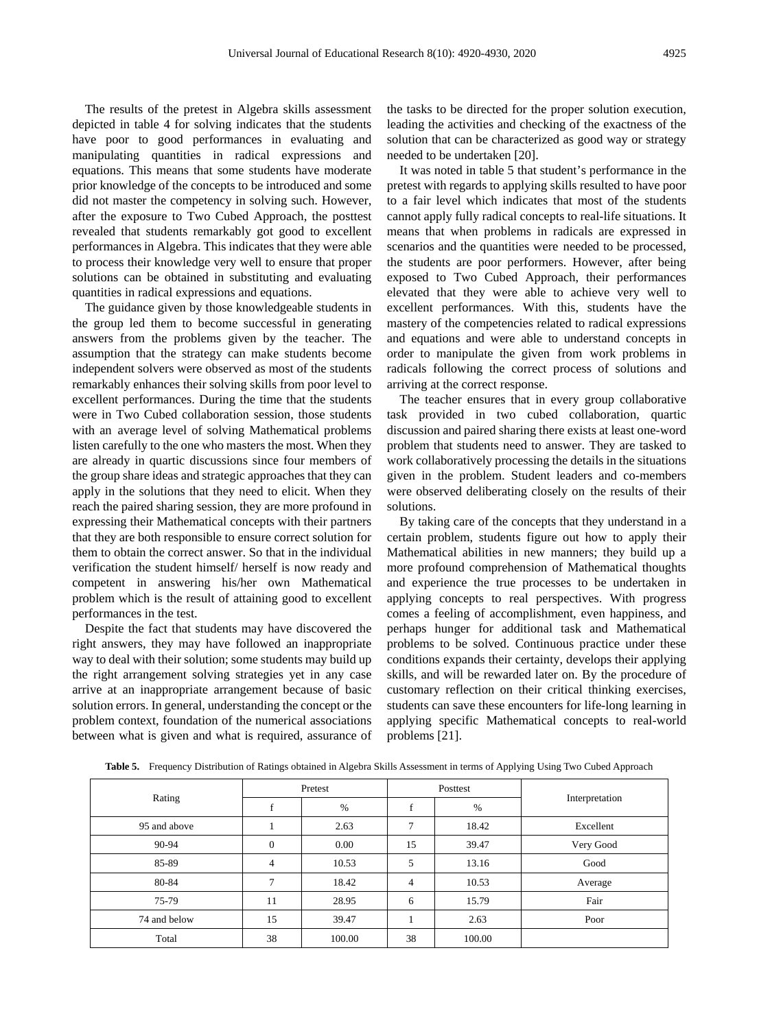The results of the pretest in Algebra skills assessment depicted in table 4 for solving indicates that the students have poor to good performances in evaluating and manipulating quantities in radical expressions and equations. This means that some students have moderate prior knowledge of the concepts to be introduced and some did not master the competency in solving such. However, after the exposure to Two Cubed Approach, the posttest revealed that students remarkably got good to excellent performances in Algebra. This indicates that they were able to process their knowledge very well to ensure that proper solutions can be obtained in substituting and evaluating quantities in radical expressions and equations.

The guidance given by those knowledgeable students in the group led them to become successful in generating answers from the problems given by the teacher. The assumption that the strategy can make students become independent solvers were observed as most of the students remarkably enhances their solving skills from poor level to excellent performances. During the time that the students were in Two Cubed collaboration session, those students with an average level of solving Mathematical problems listen carefully to the one who masters the most. When they are already in quartic discussions since four members of the group share ideas and strategic approaches that they can apply in the solutions that they need to elicit. When they reach the paired sharing session, they are more profound in expressing their Mathematical concepts with their partners that they are both responsible to ensure correct solution for them to obtain the correct answer. So that in the individual verification the student himself/ herself is now ready and competent in answering his/her own Mathematical problem which is the result of attaining good to excellent performances in the test.

Despite the fact that students may have discovered the right answers, they may have followed an inappropriate way to deal with their solution; some students may build up the right arrangement solving strategies yet in any case arrive at an inappropriate arrangement because of basic solution errors. In general, understanding the concept or the problem context, foundation of the numerical associations between what is given and what is required, assurance of the tasks to be directed for the proper solution execution, leading the activities and checking of the exactness of the solution that can be characterized as good way or strategy needed to be undertaken [20].

It was noted in table 5 that student's performance in the pretest with regards to applying skills resulted to have poor to a fair level which indicates that most of the students cannot apply fully radical concepts to real-life situations. It means that when problems in radicals are expressed in scenarios and the quantities were needed to be processed, the students are poor performers. However, after being exposed to Two Cubed Approach, their performances elevated that they were able to achieve very well to excellent performances. With this, students have the mastery of the competencies related to radical expressions and equations and were able to understand concepts in order to manipulate the given from work problems in radicals following the correct process of solutions and arriving at the correct response.

The teacher ensures that in every group collaborative task provided in two cubed collaboration, quartic discussion and paired sharing there exists at least one-word problem that students need to answer. They are tasked to work collaboratively processing the details in the situations given in the problem. Student leaders and co-members were observed deliberating closely on the results of their solutions.

By taking care of the concepts that they understand in a certain problem, students figure out how to apply their Mathematical abilities in new manners; they build up a more profound comprehension of Mathematical thoughts and experience the true processes to be undertaken in applying concepts to real perspectives. With progress comes a feeling of accomplishment, even happiness, and perhaps hunger for additional task and Mathematical problems to be solved. Continuous practice under these conditions expands their certainty, develops their applying skills, and will be rewarded later on. By the procedure of customary reflection on their critical thinking exercises, students can save these encounters for life-long learning in applying specific Mathematical concepts to real-world problems [21].

**Table 5.** Frequency Distribution of Ratings obtained in Algebra Skills Assessment in terms of Applying Using Two Cubed Approach

| Rating | Pretest | | Posttest | | Interpretation |
|---|---|---|---|---|---|
| | f | % | f | % | |
| 95 and above | 1 | 2.63 | 7 | 18.42 | Excellent |
| 90-94 | 0 | 0.00 | 15 | 39.47 | Very Good |
| 85-89 | 4 | 10.53 | 5 | 13.16 | Good |
| 80-84 | 7 | 18.42 | 4 | 10.53 | Average |
| 75-79 | 11 | 28.95 | 6 | 15.79 | Fair |
| 74 and below | 15 | 39.47 | 1 | 2.63 | Poor |
| Total | 38 | 100.00 | 38 | 100.00 | |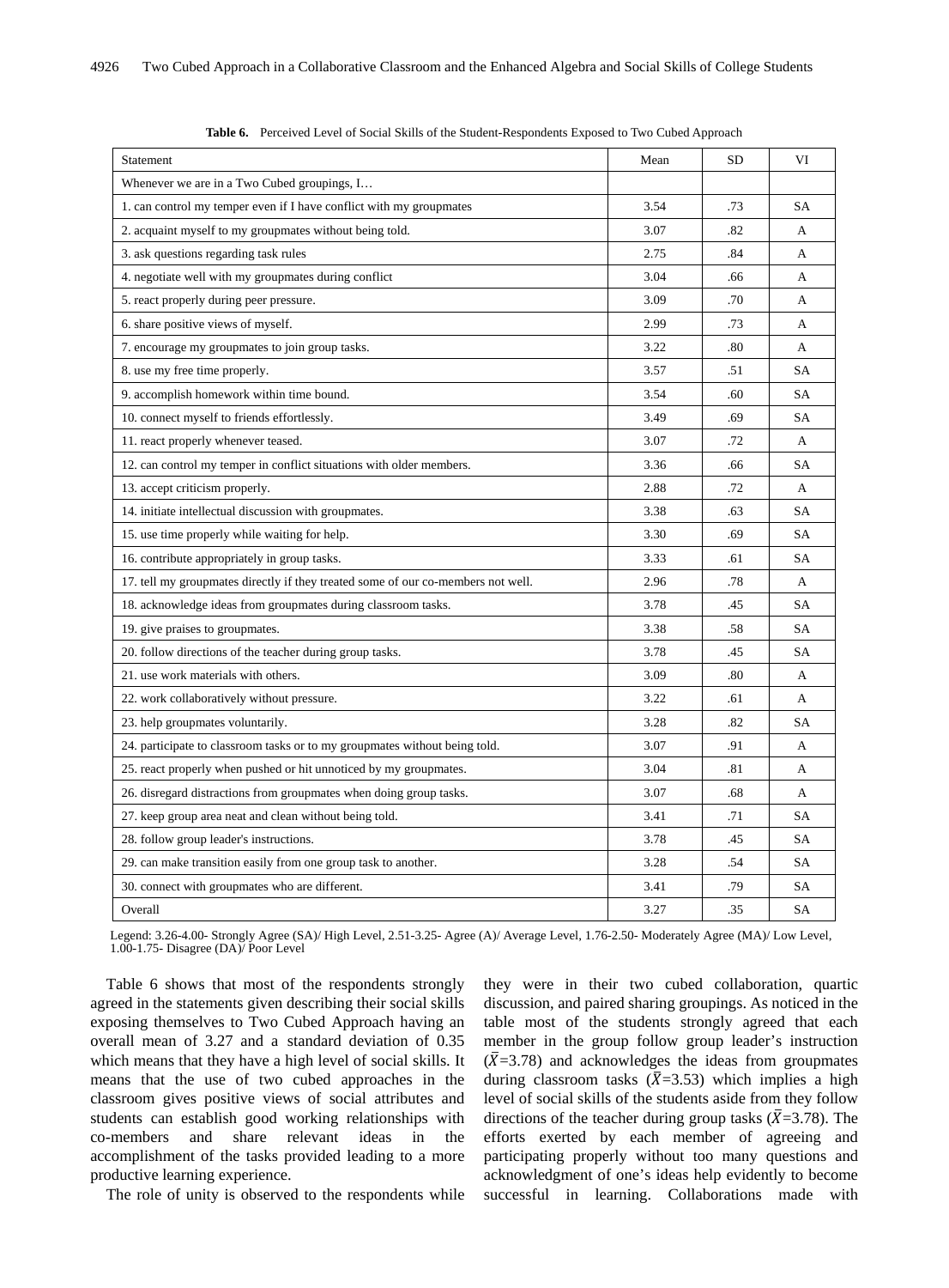**Table 6.** Perceived Level of Social Skills of the Student-Respondents Exposed to Two Cubed Approach

| Statement | Mean | SD | VI |
|---|---|---|---|
| Whenever we are in a Two Cubed groupings, I… | | | |
| 1. can control my temper even if I have conflict with my groupmates | 3.54 | .73 | SA |
| 2. acquaint myself to my groupmates without being told. | 3.07 | .82 | A |
| 3. ask questions regarding task rules | 2.75 | .84 | A |
| 4. negotiate well with my groupmates during conflict | 3.04 | .66 | A |
| 5. react properly during peer pressure. | 3.09 | .70 | A |
| 6. share positive views of myself. | 2.99 | .73 | A |
| 7. encourage my groupmates to join group tasks. | 3.22 | .80 | A |
| 8. use my free time properly. | 3.57 | .51 | SA |
| 9. accomplish homework within time bound. | 3.54 | .60 | SA |
| 10. connect myself to friends effortlessly. | 3.49 | .69 | SA |
| 11. react properly whenever teased. | 3.07 | .72 | A |
| 12. can control my temper in conflict situations with older members. | 3.36 | .66 | SA |
| 13. accept criticism properly. | 2.88 | .72 | A |
| 14. initiate intellectual discussion with groupmates. | 3.38 | .63 | SA |
| 15. use time properly while waiting for help. | 3.30 | .69 | SA |
| 16. contribute appropriately in group tasks. | 3.33 | .61 | SA |
| 17. tell my groupmates directly if they treated some of our co-members not well. | 2.96 | .78 | A |
| 18. acknowledge ideas from groupmates during classroom tasks. | 3.78 | .45 | SA |
| 19. give praises to groupmates. | 3.38 | .58 | SA |
| 20. follow directions of the teacher during group tasks. | 3.78 | .45 | SA |
| 21. use work materials with others. | 3.09 | .80 | A |
| 22. work collaboratively without pressure. | 3.22 | .61 | A |
| 23. help groupmates voluntarily. | 3.28 | .82 | SA |
| 24. participate to classroom tasks or to my groupmates without being told. | 3.07 | .91 | A |
| 25. react properly when pushed or hit unnoticed by my groupmates. | 3.04 | .81 | A |
| 26. disregard distractions from groupmates when doing group tasks. | 3.07 | .68 | A |
| 27. keep group area neat and clean without being told. | 3.41 | .71 | SA |
| 28. follow group leader's instructions. | 3.78 | .45 | SA |
| 29. can make transition easily from one group task to another. | 3.28 | .54 | SA |
| 30. connect with groupmates who are different. | 3.41 | .79 | SA |
| Overall | 3.27 | .35 | SA |

Legend: 3.26-4.00- Strongly Agree (SA)/ High Level, 2.51-3.25- Agree (A)/ Average Level, 1.76-2.50- Moderately Agree (MA)/ Low Level, 1.00-1.75- Disagree (DA)/ Poor Level

Table 6 shows that most of the respondents strongly agreed in the statements given describing their social skills exposing themselves to Two Cubed Approach having an overall mean of 3.27 and a standard deviation of 0.35 which means that they have a high level of social skills. It means that the use of two cubed approaches in the classroom gives positive views of social attributes and students can establish good working relationships with co-members and share relevant ideas in the accomplishment of the tasks provided leading to a more productive learning experience.

The role of unity is observed to the respondents while they were in their two cubed collaboration, quartic discussion, and paired sharing groupings. As noticed in the table most of the students strongly agreed that each member in the group follow group leader's instruction ($\bar{X}$=3.78) and acknowledges the ideas from groupmates during classroom tasks ($\bar{X}$=3.53) which implies a high level of social skills of the students aside from they follow directions of the teacher during group tasks ($\bar{X}$=3.78). The efforts exerted by each member of agreeing and participating properly without too many questions and acknowledgment of one's ideas help evidently to become successful in learning. Collaborations made with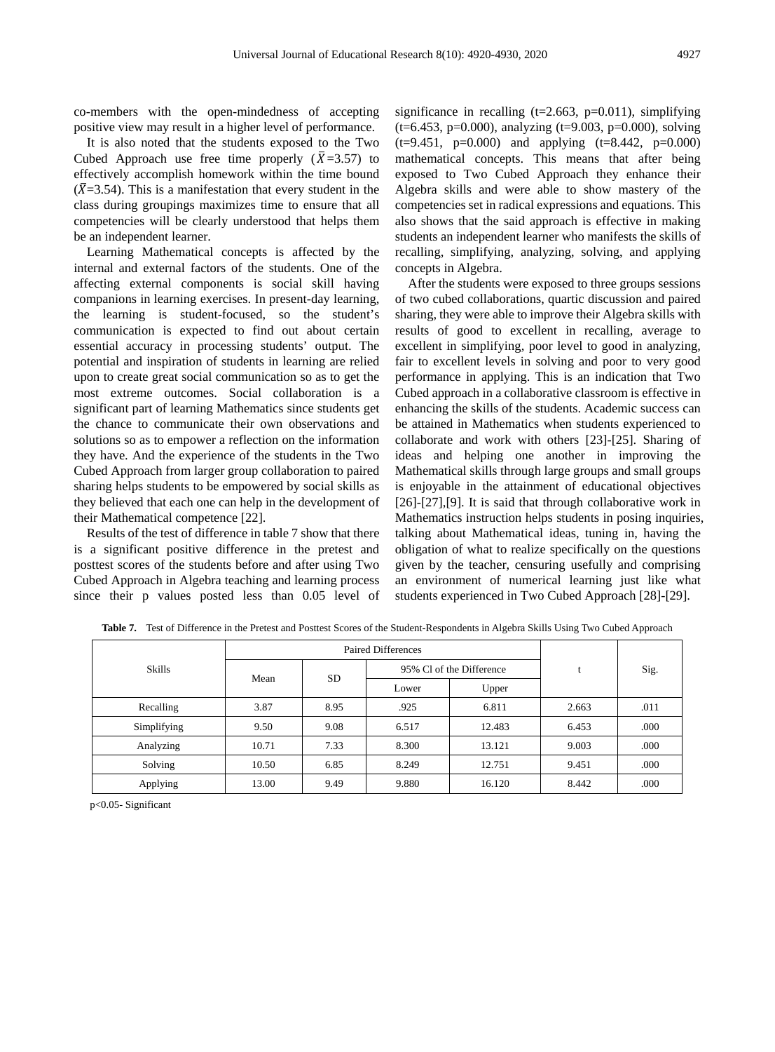co-members with the open-mindedness of accepting positive view may result in a higher level of performance.

It is also noted that the students exposed to the Two Cubed Approach use free time properly ($\bar{X}$=3.57) to effectively accomplish homework within the time bound ($\bar{X}$=3.54). This is a manifestation that every student in the class during groupings maximizes time to ensure that all competencies will be clearly understood that helps them be an independent learner.

Learning Mathematical concepts is affected by the internal and external factors of the students. One of the affecting external components is social skill having companions in learning exercises. In present-day learning, the learning is student-focused, so the student's communication is expected to find out about certain essential accuracy in processing students' output. The potential and inspiration of students in learning are relied upon to create great social communication so as to get the most extreme outcomes. Social collaboration is a significant part of learning Mathematics since students get the chance to communicate their own observations and solutions so as to empower a reflection on the information they have. And the experience of the students in the Two Cubed Approach from larger group collaboration to paired sharing helps students to be empowered by social skills as they believed that each one can help in the development of their Mathematical competence [22].

Results of the test of difference in table 7 show that there is a significant positive difference in the pretest and posttest scores of the students before and after using Two Cubed Approach in Algebra teaching and learning process since their p values posted less than 0.05 level of significance in recalling (t=2.663, p=0.011), simplifying (t=6.453, p=0.000), analyzing (t=9.003, p=0.000), solving (t=9.451, p=0.000) and applying (t=8.442, p=0.000) mathematical concepts. This means that after being exposed to Two Cubed Approach they enhance their Algebra skills and were able to show mastery of the competencies set in radical expressions and equations. This also shows that the said approach is effective in making students an independent learner who manifests the skills of recalling, simplifying, analyzing, solving, and applying concepts in Algebra.

After the students were exposed to three groups sessions of two cubed collaborations, quartic discussion and paired sharing, they were able to improve their Algebra skills with results of good to excellent in recalling, average to excellent in simplifying, poor level to good in analyzing, fair to excellent levels in solving and poor to very good performance in applying. This is an indication that Two Cubed approach in a collaborative classroom is effective in enhancing the skills of the students. Academic success can be attained in Mathematics when students experienced to collaborate and work with others [23]-[25]. Sharing of ideas and helping one another in improving the Mathematical skills through large groups and small groups is enjoyable in the attainment of educational objectives [26]-[27],[9]. It is said that through collaborative work in Mathematics instruction helps students in posing inquiries, talking about Mathematical ideas, tuning in, having the obligation of what to realize specifically on the questions given by the teacher, censuring usefully and comprising an environment of numerical learning just like what students experienced in Two Cubed Approach [28]-[29].

**Table 7.** Test of Difference in the Pretest and Posttest Scores of the Student-Respondents in Algebra Skills Using Two Cubed Approach

| Skills | Paired Differences | | | | t | Sig. |
|---|---|---|---|---|---|---|
| | Mean | SD | 95% Cl of the Difference | | | |
| | | | Lower | Upper | | |
| Recalling | 3.87 | 8.95 | .925 | 6.811 | 2.663 | .011 |
| Simplifying | 9.50 | 9.08 | 6.517 | 12.483 | 6.453 | .000 |
| Analyzing | 10.71 | 7.33 | 8.300 | 13.121 | 9.003 | .000 |
| Solving | 10.50 | 6.85 | 8.249 | 12.751 | 9.451 | .000 |
| Applying | 13.00 | 9.49 | 9.880 | 16.120 | 8.442 | .000 |

p<0.05- Significant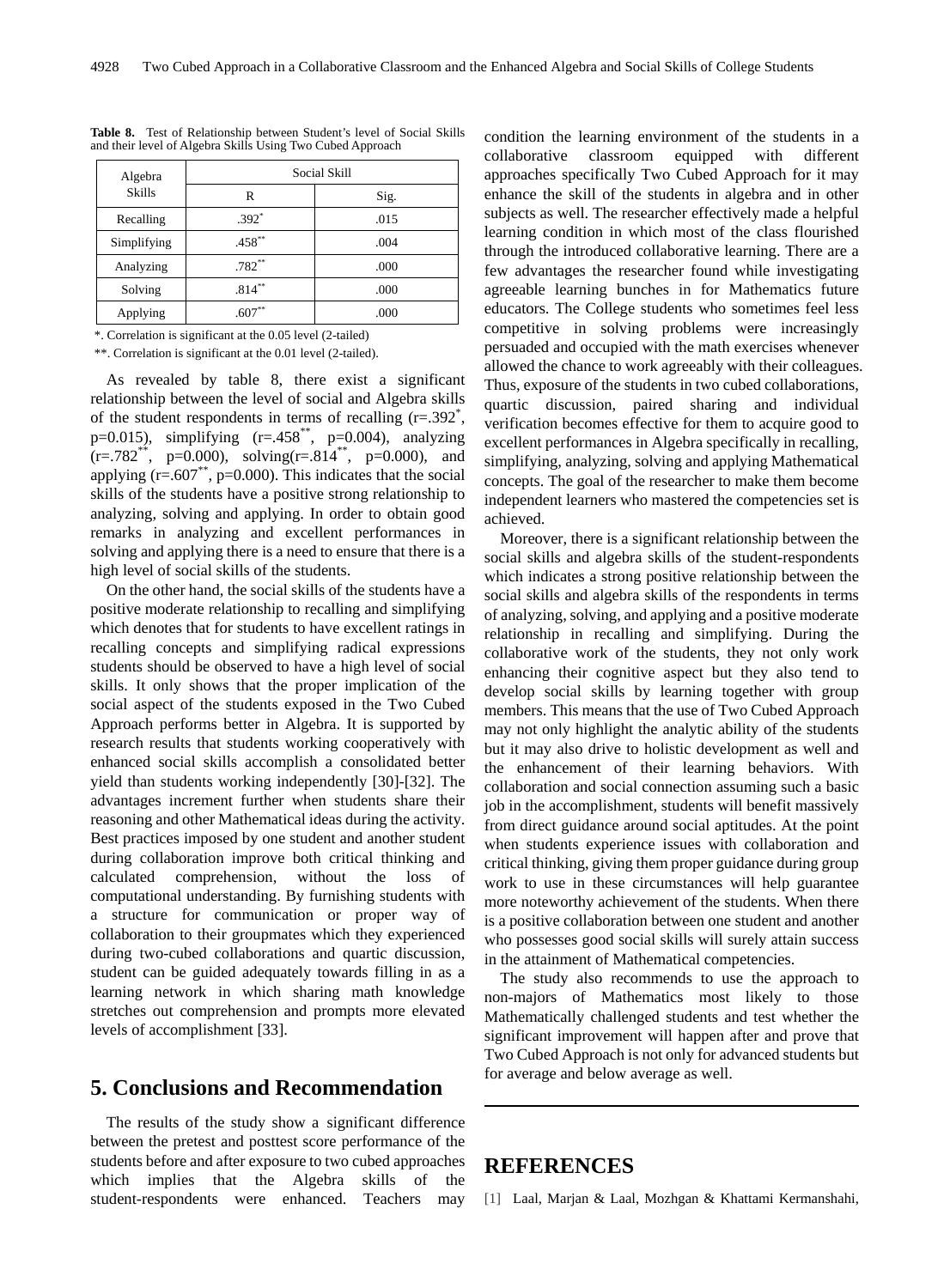**Table 8.** Test of Relationship between Student's level of Social Skills and their level of Algebra Skills Using Two Cubed Approach

| Algebra Skills | Social Skill | |
|---|---|---|
| | R | Sig. |
| Recalling | .392* | .015 |
| Simplifying | .458** | .004 |
| Analyzing | .782** | .000 |
| Solving | .814** | .000 |
| Applying | .607** | .000 |

*. Correlation is significant at the 0.05 level (2-tailed)

**. Correlation is significant at the 0.01 level (2-tailed).

As revealed by table 8, there exist a significant relationship between the level of social and Algebra skills of the student respondents in terms of recalling (r=.392*, p=0.015), simplifying (r=.458**, p=0.004), analyzing (r=.782**, p=0.000), solving(r=.814**, p=0.000), and applying (r=.607**, p=0.000). This indicates that the social skills of the students have a positive strong relationship to analyzing, solving and applying. In order to obtain good remarks in analyzing and excellent performances in solving and applying there is a need to ensure that there is a high level of social skills of the students.

On the other hand, the social skills of the students have a positive moderate relationship to recalling and simplifying which denotes that for students to have excellent ratings in recalling concepts and simplifying radical expressions students should be observed to have a high level of social skills. It only shows that the proper implication of the social aspect of the students exposed in the Two Cubed Approach performs better in Algebra. It is supported by research results that students working cooperatively with enhanced social skills accomplish a consolidated better yield than students working independently [30]-[32]. The advantages increment further when students share their reasoning and other Mathematical ideas during the activity. Best practices imposed by one student and another student during collaboration improve both critical thinking and calculated comprehension, without the loss of computational understanding. By furnishing students with a structure for communication or proper way of collaboration to their groupmates which they experienced during two-cubed collaborations and quartic discussion, student can be guided adequately towards filling in as a learning network in which sharing math knowledge stretches out comprehension and prompts more elevated levels of accomplishment [33].

## 5. Conclusions and Recommendation

The results of the study show a significant difference between the pretest and posttest score performance of the students before and after exposure to two cubed approaches which implies that the Algebra skills of the student-respondents were enhanced. Teachers may condition the learning environment of the students in a collaborative classroom equipped with different approaches specifically Two Cubed Approach for it may enhance the skill of the students in algebra and in other subjects as well. The researcher effectively made a helpful learning condition in which most of the class flourished through the introduced collaborative learning. There are a few advantages the researcher found while investigating agreeable learning bunches in for Mathematics future educators. The College students who sometimes feel less competitive in solving problems were increasingly persuaded and occupied with the math exercises whenever allowed the chance to work agreeably with their colleagues. Thus, exposure of the students in two cubed collaborations, quartic discussion, paired sharing and individual verification becomes effective for them to acquire good to excellent performances in Algebra specifically in recalling, simplifying, analyzing, solving and applying Mathematical concepts. The goal of the researcher to make them become independent learners who mastered the competencies set is achieved.

Moreover, there is a significant relationship between the social skills and algebra skills of the student-respondents which indicates a strong positive relationship between the social skills and algebra skills of the respondents in terms of analyzing, solving, and applying and a positive moderate relationship in recalling and simplifying. During the collaborative work of the students, they not only work enhancing their cognitive aspect but they also tend to develop social skills by learning together with group members. This means that the use of Two Cubed Approach may not only highlight the analytic ability of the students but it may also drive to holistic development as well and the enhancement of their learning behaviors. With collaboration and social connection assuming such a basic job in the accomplishment, students will benefit massively from direct guidance around social aptitudes. At the point when students experience issues with collaboration and critical thinking, giving them proper guidance during group work to use in these circumstances will help guarantee more noteworthy achievement of the students. When there is a positive collaboration between one student and another who possesses good social skills will surely attain success in the attainment of Mathematical competencies.

The study also recommends to use the approach to non-majors of Mathematics most likely to those Mathematically challenged students and test whether the significant improvement will happen after and prove that Two Cubed Approach is not only for advanced students but for average and below average as well.

## REFERENCES

[1] Laal, Marjan & Laal, Mozhgan & Khattami Kermanshahi,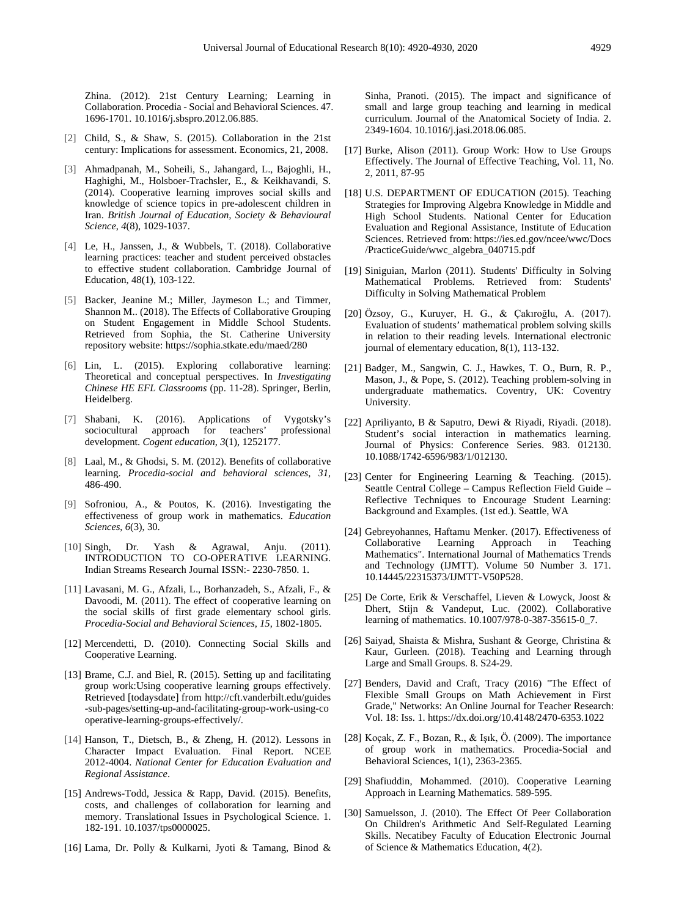Zhina. (2012). 21st Century Learning; Learning in Collaboration. Procedia - Social and Behavioral Sciences. 47. 1696-1701. 10.1016/j.sbspro.2012.06.885.

[2] Child, S., & Shaw, S. (2015). Collaboration in the 21st century: Implications for assessment. Economics, 21, 2008.

[3] Ahmadpanah, M., Soheili, S., Jahangard, L., Bajoghli, H., Haghighi, M., Holsboer-Trachsler, E., & Keikhavandi, S. (2014). Cooperative learning improves social skills and knowledge of science topics in pre-adolescent children in Iran. *British Journal of Education, Society & Behavioural Science*, *4*(8), 1029-1037.

[4] Le, H., Janssen, J., & Wubbels, T. (2018). Collaborative learning practices: teacher and student perceived obstacles to effective student collaboration. Cambridge Journal of Education, 48(1), 103-122.

[5] Backer, Jeanine M.; Miller, Jaymeson L.; and Timmer, Shannon M.. (2018). The Effects of Collaborative Grouping on Student Engagement in Middle School Students. Retrieved from Sophia, the St. Catherine University repository website: https://sophia.stkate.edu/maed/280

[6] Lin, L. (2015). Exploring collaborative learning: Theoretical and conceptual perspectives. In *Investigating Chinese HE EFL Classrooms* (pp. 11-28). Springer, Berlin, Heidelberg.

[7] Shabani, K. (2016). Applications of Vygotsky's sociocultural approach for teachers' professional development. *Cogent education*, *3*(1), 1252177.

[8] Laal, M., & Ghodsi, S. M. (2012). Benefits of collaborative learning. *Procedia-social and behavioral sciences*, *31*, 486-490.

[9] Sofroniou, A., & Poutos, K. (2016). Investigating the effectiveness of group work in mathematics. *Education Sciences*, *6*(3), 30.

[10] Singh, Dr. Yash & Agrawal, Anju. (2011). INTRODUCTION TO CO-OPERATIVE LEARNING. Indian Streams Research Journal ISSN:- 2230-7850. 1.

[11] Lavasani, M. G., Afzali, L., Borhanzadeh, S., Afzali, F., & Davoodi, M. (2011). The effect of cooperative learning on the social skills of first grade elementary school girls. *Procedia-Social and Behavioral Sciences*, *15*, 1802-1805.

[12] Mercendetti, D. (2010). Connecting Social Skills and Cooperative Learning.

[13] Brame, C.J. and Biel, R. (2015). Setting up and facilitating group work:Using cooperative learning groups effectively. Retrieved [todaysdate] from http://cft.vanderbilt.edu/guides-sub-pages/setting-up-and-facilitating-group-work-using-cooperative-learning-groups-effectively/.

[14] Hanson, T., Dietsch, B., & Zheng, H. (2012). Lessons in Character Impact Evaluation. Final Report. NCEE 2012-4004. *National Center for Education Evaluation and Regional Assistance*.

[15] Andrews-Todd, Jessica & Rapp, David. (2015). Benefits, costs, and challenges of collaboration for learning and memory. Translational Issues in Psychological Science. 1. 182-191. 10.1037/tps0000025.

[16] Lama, Dr. Polly & Kulkarni, Jyoti & Tamang, Binod & Sinha, Pranoti. (2015). The impact and significance of small and large group teaching and learning in medical curriculum. Journal of the Anatomical Society of India. 2. 2349-1604. 10.1016/j.jasi.2018.06.085.

[17] Burke, Alison (2011). Group Work: How to Use Groups Effectively. The Journal of Effective Teaching, Vol. 11, No. 2, 2011, 87-95

[18] U.S. DEPARTMENT OF EDUCATION (2015). Teaching Strategies for Improving Algebra Knowledge in Middle and High School Students. National Center for Education Evaluation and Regional Assistance, Institute of Education Sciences. Retrieved from: https://ies.ed.gov/ncee/wwc/Docs/PracticeGuide/wwc_algebra_040715.pdf

[19] Siniguian, Marlon (2011). Students' Difficulty in Solving Mathematical Problems. Retrieved from: Students' Difficulty in Solving Mathematical Problem

[20] Özsoy, G., Kuruyer, H. G., & Çakıroğlu, A. (2017). Evaluation of students' mathematical problem solving skills in relation to their reading levels. International electronic journal of elementary education, 8(1), 113-132.

[21] Badger, M., Sangwin, C. J., Hawkes, T. O., Burn, R. P., Mason, J., & Pope, S. (2012). Teaching problem-solving in undergraduate mathematics. Coventry, UK: Coventry University.

[22] Apriliyanto, B & Saputro, Dewi & Riyadi, Riyadi. (2018). Student's social interaction in mathematics learning. Journal of Physics: Conference Series. 983. 012130. 10.1088/1742-6596/983/1/012130.

[23] Center for Engineering Learning & Teaching. (2015). Seattle Central College – Campus Reflection Field Guide – Reflective Techniques to Encourage Student Learning: Background and Examples. (1st ed.). Seattle, WA

[24] Gebreyohannes, Haftamu Menker. (2017). Effectiveness of Collaborative Learning Approach in Teaching Mathematics". International Journal of Mathematics Trends and Technology (IJMTT). Volume 50 Number 3. 171. 10.14445/22315373/IJMTT-V50P528.

[25] De Corte, Erik & Verschaffel, Lieven & Lowyck, Joost & Dhert, Stijn & Vandeput, Luc. (2002). Collaborative learning of mathematics. 10.1007/978-0-387-35615-0_7.

[26] Saiyad, Shaista & Mishra, Sushant & George, Christina & Kaur, Gurleen. (2018). Teaching and Learning through Large and Small Groups. 8. S24-29.

[27] Benders, David and Craft, Tracy (2016) "The Effect of Flexible Small Groups on Math Achievement in First Grade," Networks: An Online Journal for Teacher Research: Vol. 18: Iss. 1. https://dx.doi.org/10.4148/2470-6353.1022

[28] Koçak, Z. F., Bozan, R., & Işık, Ö. (2009). The importance of group work in mathematics. Procedia-Social and Behavioral Sciences, 1(1), 2363-2365.

[29] Shafiuddin, Mohammed. (2010). Cooperative Learning Approach in Learning Mathematics. 589-595.

[30] Samuelsson, J. (2010). The Effect Of Peer Collaboration On Children's Arithmetic And Self-Regulated Learning Skills. Necatibey Faculty of Education Electronic Journal of Science & Mathematics Education, 4(2).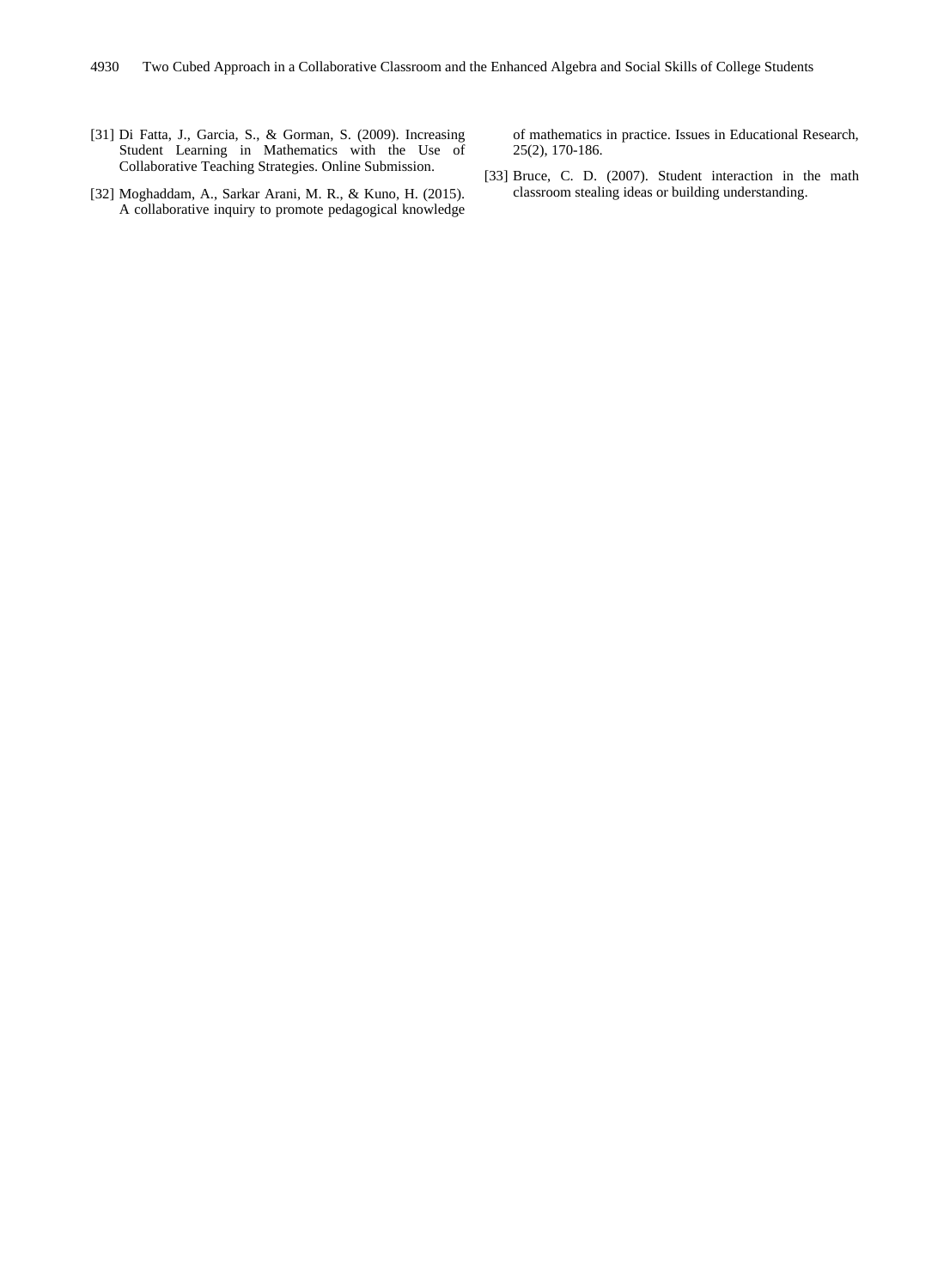[31] Di Fatta, J., Garcia, S., & Gorman, S. (2009). Increasing Student Learning in Mathematics with the Use of Collaborative Teaching Strategies. Online Submission.

[32] Moghaddam, A., Sarkar Arani, M. R., & Kuno, H. (2015). A collaborative inquiry to promote pedagogical knowledge of mathematics in practice. Issues in Educational Research, 25(2), 170-186.

[33] Bruce, C. D. (2007). Student interaction in the math classroom stealing ideas or building understanding.